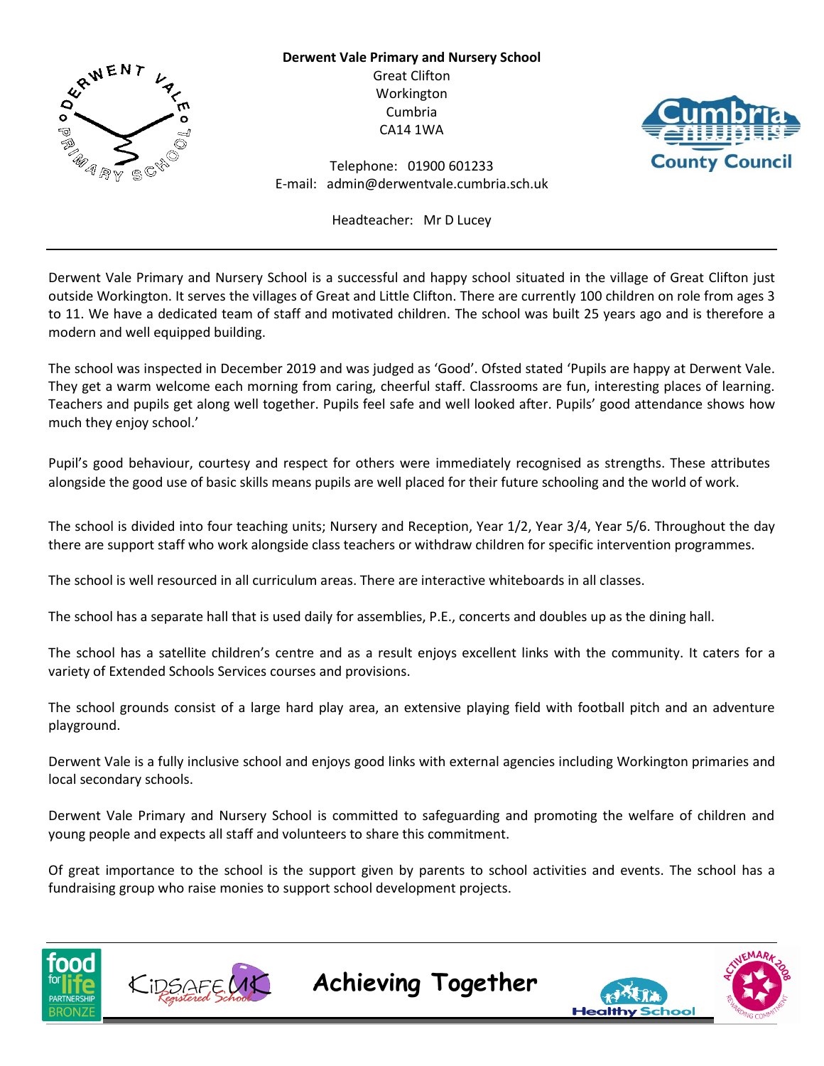**Derwent Vale Primary and Nursery School**
Great Clifton
Workington
Cumbria
CA14 1WA

Telephone: 01900 601233
E-mail: admin@derwentvale.cumbria.sch.uk

Headteacher: Mr D Lucey

---

Derwent Vale Primary and Nursery School is a successful and happy school situated in the village of Great Clifton just outside Workington. It serves the villages of Great and Little Clifton. There are currently 100 children on role from ages 3 to 11. We have a dedicated team of staff and motivated children. The school was built 25 years ago and is therefore a modern and well equipped building.

The school was inspected in December 2019 and was judged as 'Good'. Ofsted stated 'Pupils are happy at Derwent Vale. They get a warm welcome each morning from caring, cheerful staff. Classrooms are fun, interesting places of learning. Teachers and pupils get along well together. Pupils feel safe and well looked after. Pupils' good attendance shows how much they enjoy school.'

Pupil's good behaviour, courtesy and respect for others were immediately recognised as strengths. These attributes alongside the good use of basic skills means pupils are well placed for their future schooling and the world of work.

The school is divided into four teaching units; Nursery and Reception, Year 1/2, Year 3/4, Year 5/6. Throughout the day there are support staff who work alongside class teachers or withdraw children for specific intervention programmes.

The school is well resourced in all curriculum areas. There are interactive whiteboards in all classes.

The school has a separate hall that is used daily for assemblies, P.E., concerts and doubles up as the dining hall.

The school has a satellite children's centre and as a result enjoys excellent links with the community. It caters for a variety of Extended Schools Services courses and provisions.

The school grounds consist of a large hard play area, an extensive playing field with football pitch and an adventure playground.

Derwent Vale is a fully inclusive school and enjoys good links with external agencies including Workington primaries and local secondary schools.

Derwent Vale Primary and Nursery School is committed to safeguarding and promoting the welfare of children and young people and expects all staff and volunteers to share this commitment.

Of great importance to the school is the support given by parents to school activities and events. The school has a fundraising group who raise monies to support school development projects.

---

**Achieving Together**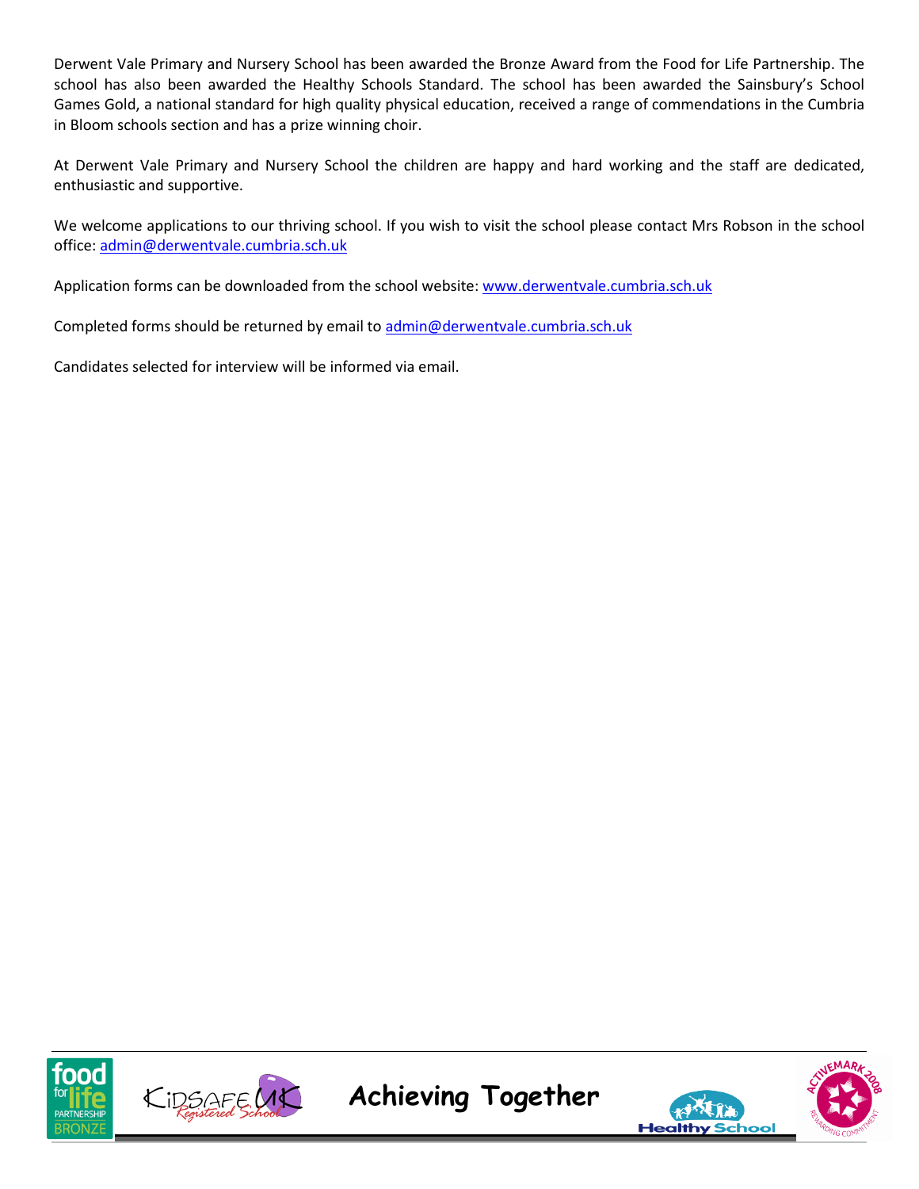Derwent Vale Primary and Nursery School has been awarded the Bronze Award from the Food for Life Partnership. The school has also been awarded the Healthy Schools Standard. The school has been awarded the Sainsbury's School Games Gold, a national standard for high quality physical education, received a range of commendations in the Cumbria in Bloom schools section and has a prize winning choir.

At Derwent Vale Primary and Nursery School the children are happy and hard working and the staff are dedicated, enthusiastic and supportive.

We welcome applications to our thriving school. If you wish to visit the school please contact Mrs Robson in the school office: admin@derwentvale.cumbria.sch.uk

Application forms can be downloaded from the school website: www.derwentvale.cumbria.sch.uk

Completed forms should be returned by email to admin@derwentvale.cumbria.sch.uk

Candidates selected for interview will be informed via email.